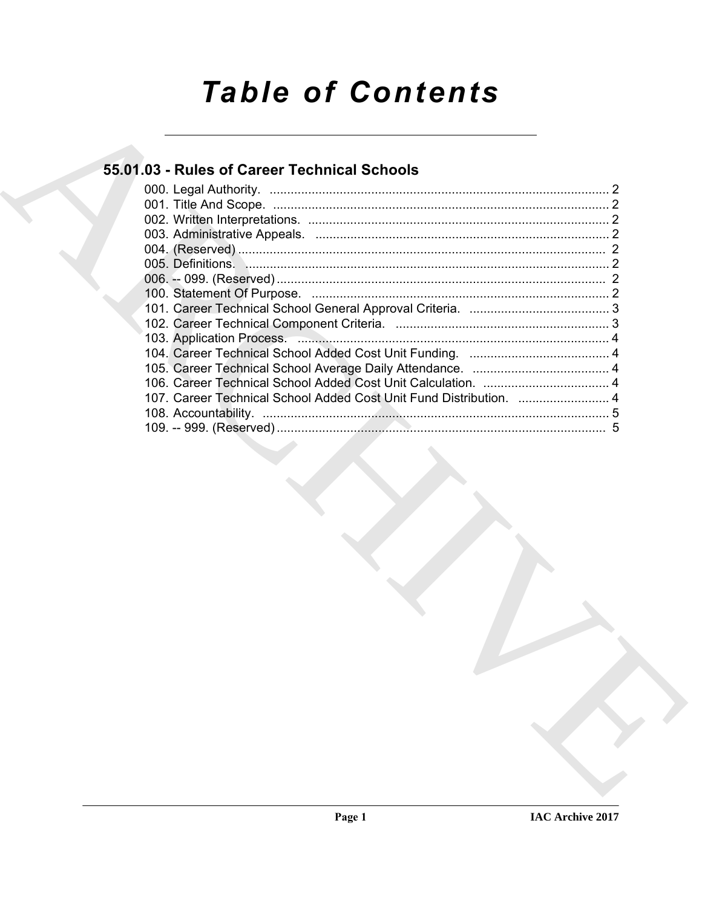# Table of Contents

## 55.01.03 - Rules of Career Technical Schools

000. Legal Authority. ........................................................................................ 2
001. Title And Scope. ........................................................................................ 2
002. Written Interpretations. ............................................................................. 2
003. Administrative Appeals. ............................................................................ 2
004. (Reserved) ................................................................................................ 2
005. Definitions. ................................................................................................ 2
006. -- 099. (Reserved) ..................................................................................... 2
100. Statement Of Purpose. .............................................................................. 2
101. Career Technical School General Approval Criteria. ................................. 3
102. Career Technical Component Criteria. ..................................................... 3
103. Application Process. .................................................................................. 4
104. Career Technical School Added Cost Unit Funding. ................................. 4
105. Career Technical School Average Daily Attendance. ................................ 4
106. Career Technical School Added Cost Unit Calculation. ............................. 4
107. Career Technical School Added Cost Unit Fund Distribution. ................... 4
108. Accountability. ........................................................................................... 5
109. -- 999. (Reserved) ..................................................................................... 5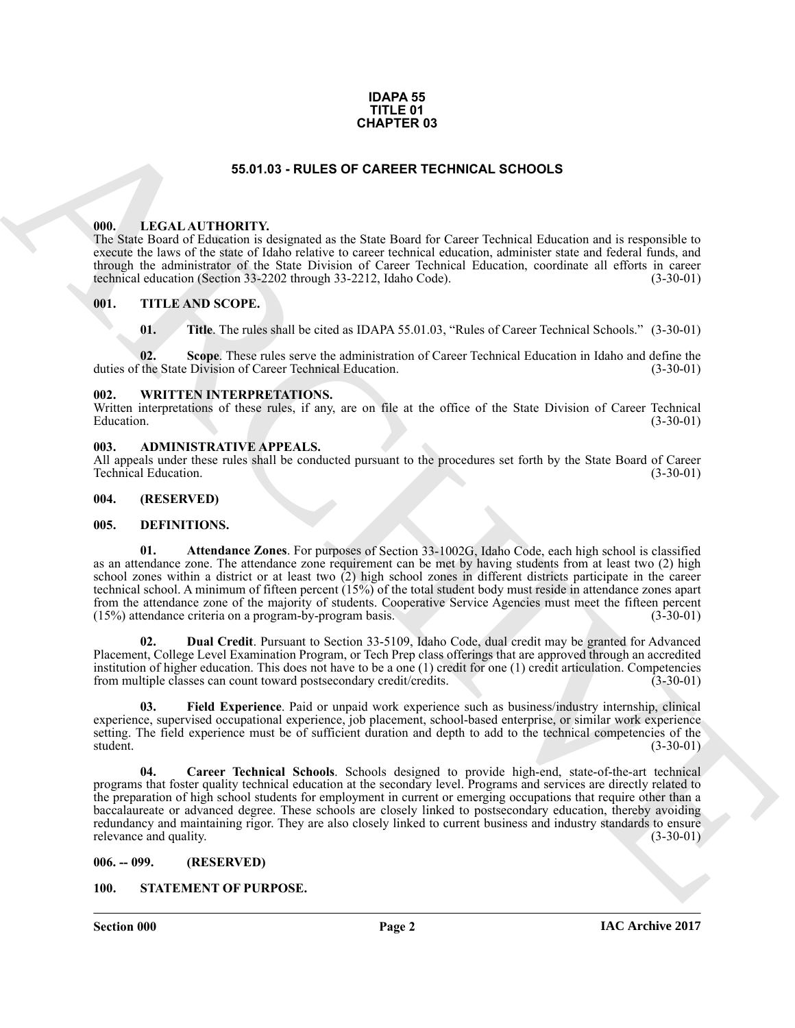**IDAPA 55**
**TITLE 01**
**CHAPTER 03**

## 55.01.03 - RULES OF CAREER TECHNICAL SCHOOLS

### 000. LEGAL AUTHORITY.

The State Board of Education is designated as the State Board for Career Technical Education and is responsible to execute the laws of the state of Idaho relative to career technical education, administer state and federal funds, and through the administrator of the State Division of Career Technical Education, coordinate all efforts in career technical education (Section 33-2202 through 33-2212, Idaho Code). (3-30-01)

### 001. TITLE AND SCOPE.

**01. Title**. The rules shall be cited as IDAPA 55.01.03, "Rules of Career Technical Schools." (3-30-01)

**02. Scope**. These rules serve the administration of Career Technical Education in Idaho and define the duties of the State Division of Career Technical Education. (3-30-01)

### 002. WRITTEN INTERPRETATIONS.

Written interpretations of these rules, if any, are on file at the office of the State Division of Career Technical Education. (3-30-01)

### 003. ADMINISTRATIVE APPEALS.

All appeals under these rules shall be conducted pursuant to the procedures set forth by the State Board of Career Technical Education. (3-30-01)

### 004. (RESERVED)

### 005. DEFINITIONS.

**01. Attendance Zones**. For purposes of Section 33-1002G, Idaho Code, each high school is classified as an attendance zone. The attendance zone requirement can be met by having students from at least two (2) high school zones within a district or at least two (2) high school zones in different districts participate in the career technical school. A minimum of fifteen percent (15%) of the total student body must reside in attendance zones apart from the attendance zone of the majority of students. Cooperative Service Agencies must meet the fifteen percent (15%) attendance criteria on a program-by-program basis. (3-30-01)

**02. Dual Credit**. Pursuant to Section 33-5109, Idaho Code, dual credit may be granted for Advanced Placement, College Level Examination Program, or Tech Prep class offerings that are approved through an accredited institution of higher education. This does not have to be a one (1) credit for one (1) credit articulation. Competencies from multiple classes can count toward postsecondary credit/credits. (3-30-01)

**03. Field Experience**. Paid or unpaid work experience such as business/industry internship, clinical experience, supervised occupational experience, job placement, school-based enterprise, or similar work experience setting. The field experience must be of sufficient duration and depth to add to the technical competencies of the student. (3-30-01)

**04. Career Technical Schools**. Schools designed to provide high-end, state-of-the-art technical programs that foster quality technical education at the secondary level. Programs and services are directly related to the preparation of high school students for employment in current or emerging occupations that require other than a baccalaureate or advanced degree. These schools are closely linked to postsecondary education, thereby avoiding redundancy and maintaining rigor. They are also closely linked to current business and industry standards to ensure relevance and quality. (3-30-01)

### 006. -- 099. (RESERVED)

### 100. STATEMENT OF PURPOSE.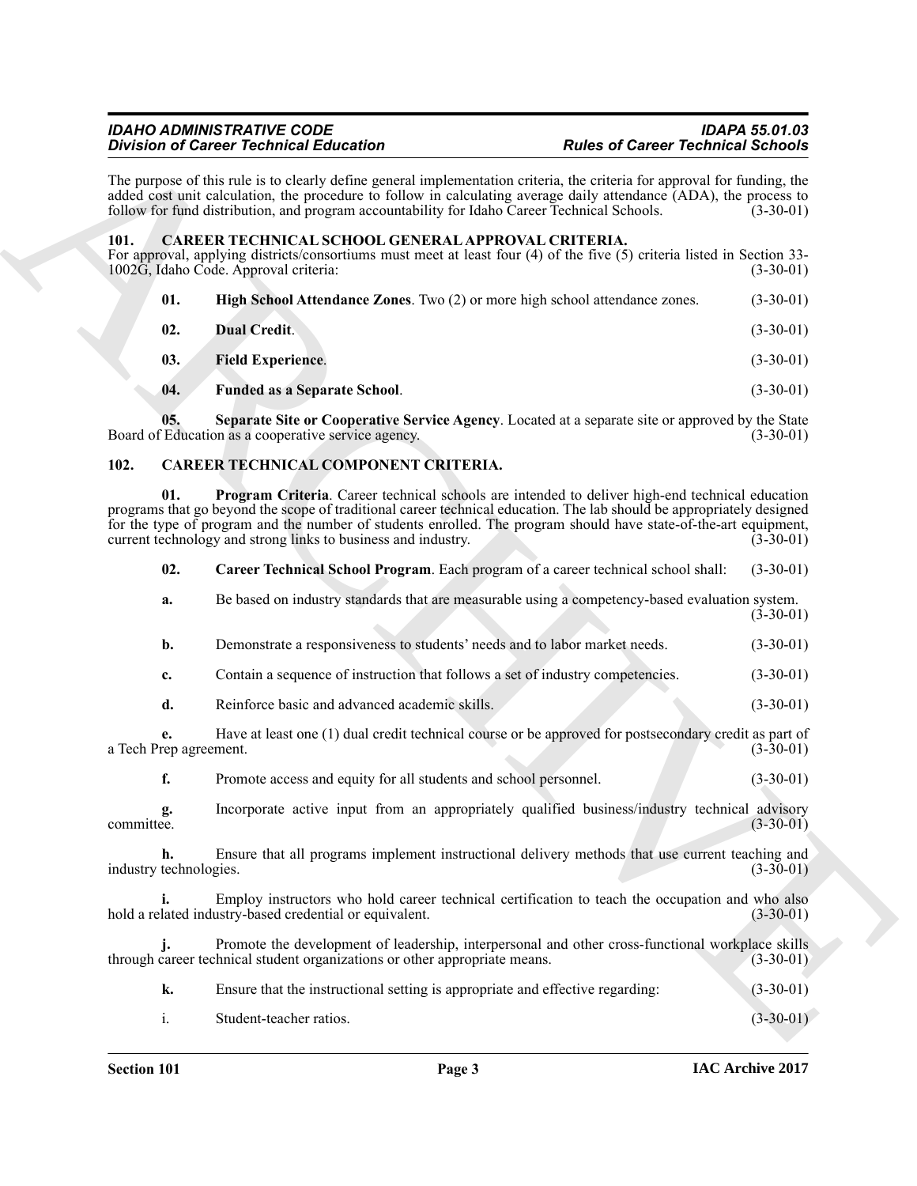The purpose of this rule is to clearly define general implementation criteria, the criteria for approval for funding, the added cost unit calculation, the procedure to follow in calculating average daily attendance (ADA), the process to follow for fund distribution, and program accountability for Idaho Career Technical Schools. (3-30-01)

## 101. CAREER TECHNICAL SCHOOL GENERAL APPROVAL CRITERIA.

For approval, applying districts/consortiums must meet at least four (4) of the five (5) criteria listed in Section 33-1002G, Idaho Code. Approval criteria: (3-30-01)

**01. High School Attendance Zones**. Two (2) or more high school attendance zones. (3-30-01)

**02. Dual Credit**. (3-30-01)

**03. Field Experience**. (3-30-01)

**04. Funded as a Separate School**. (3-30-01)

**05. Separate Site or Cooperative Service Agency**. Located at a separate site or approved by the State Board of Education as a cooperative service agency. (3-30-01)

## 102. CAREER TECHNICAL COMPONENT CRITERIA.

**01. Program Criteria**. Career technical schools are intended to deliver high-end technical education programs that go beyond the scope of traditional career technical education. The lab should be appropriately designed for the type of program and the number of students enrolled. The program should have state-of-the-art equipment, current technology and strong links to business and industry. (3-30-01)

**02. Career Technical School Program**. Each program of a career technical school shall: (3-30-01)

**a.** Be based on industry standards that are measurable using a competency-based evaluation system. (3-30-01)

**b.** Demonstrate a responsiveness to students' needs and to labor market needs. (3-30-01)

**c.** Contain a sequence of instruction that follows a set of industry competencies. (3-30-01)

**d.** Reinforce basic and advanced academic skills. (3-30-01)

**e.** Have at least one (1) dual credit technical course or be approved for postsecondary credit as part of a Tech Prep agreement. (3-30-01)

**f.** Promote access and equity for all students and school personnel. (3-30-01)

**g.** Incorporate active input from an appropriately qualified business/industry technical advisory committee. (3-30-01)

**h.** Ensure that all programs implement instructional delivery methods that use current teaching and industry technologies. (3-30-01)

**i.** Employ instructors who hold career technical certification to teach the occupation and who also hold a related industry-based credential or equivalent. (3-30-01)

**j.** Promote the development of leadership, interpersonal and other cross-functional workplace skills through career technical student organizations or other appropriate means. (3-30-01)

**k.** Ensure that the instructional setting is appropriate and effective regarding: (3-30-01)

i. Student-teacher ratios. (3-30-01)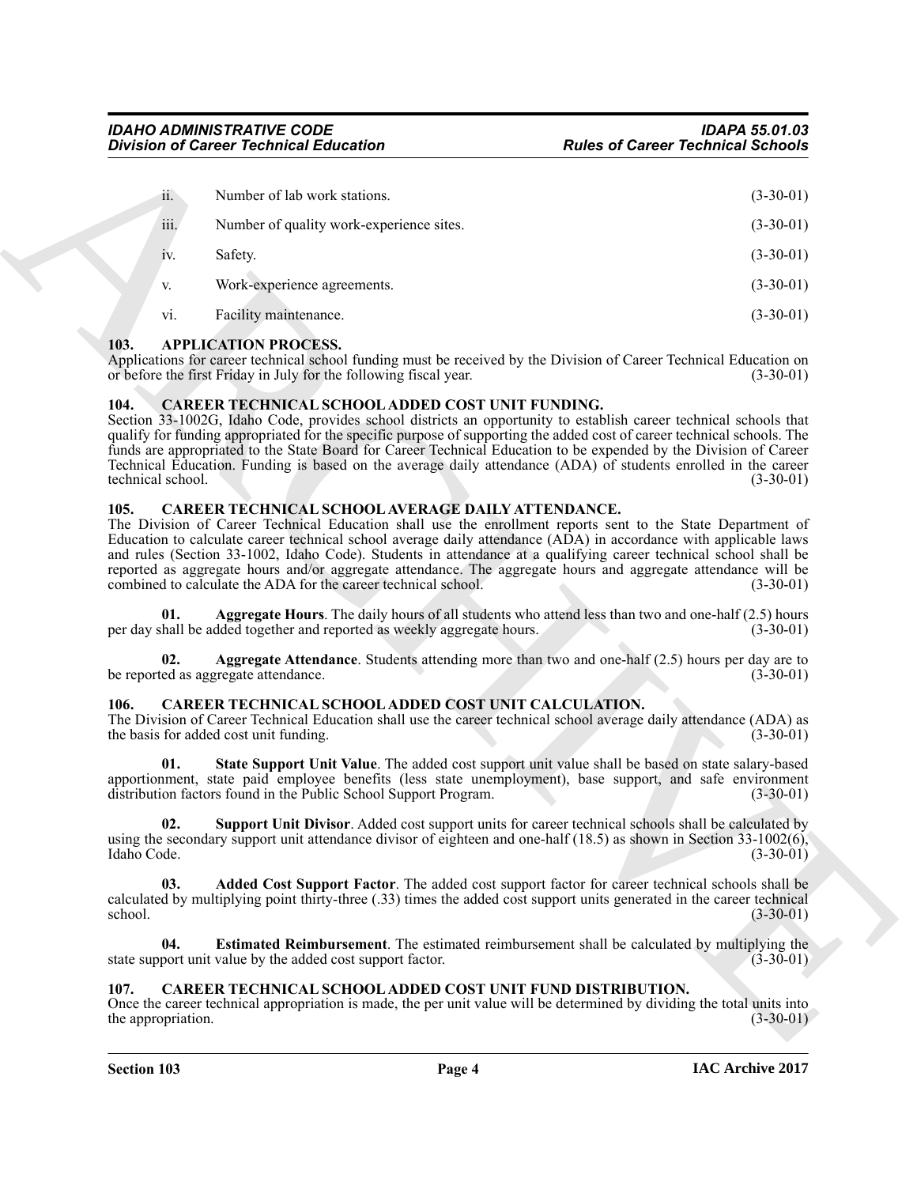ii. Number of lab work stations. (3-30-01)

iii. Number of quality work-experience sites. (3-30-01)

iv. Safety. (3-30-01)

v. Work-experience agreements. (3-30-01)

vi. Facility maintenance. (3-30-01)

## 103. APPLICATION PROCESS.

Applications for career technical school funding must be received by the Division of Career Technical Education on or before the first Friday in July for the following fiscal year. (3-30-01)

## 104. CAREER TECHNICAL SCHOOL ADDED COST UNIT FUNDING.

Section 33-1002G, Idaho Code, provides school districts an opportunity to establish career technical schools that qualify for funding appropriated for the specific purpose of supporting the added cost of career technical schools. The funds are appropriated to the State Board for Career Technical Education to be expended by the Division of Career Technical Education. Funding is based on the average daily attendance (ADA) of students enrolled in the career technical school. (3-30-01)

## 105. CAREER TECHNICAL SCHOOL AVERAGE DAILY ATTENDANCE.

The Division of Career Technical Education shall use the enrollment reports sent to the State Department of Education to calculate career technical school average daily attendance (ADA) in accordance with applicable laws and rules (Section 33-1002, Idaho Code). Students in attendance at a qualifying career technical school shall be reported as aggregate hours and/or aggregate attendance. The aggregate hours and aggregate attendance will be combined to calculate the ADA for the career technical school. (3-30-01)

**01. Aggregate Hours**. The daily hours of all students who attend less than two and one-half (2.5) hours per day shall be added together and reported as weekly aggregate hours. (3-30-01)

**02. Aggregate Attendance**. Students attending more than two and one-half (2.5) hours per day are to be reported as aggregate attendance. (3-30-01)

## 106. CAREER TECHNICAL SCHOOL ADDED COST UNIT CALCULATION.

The Division of Career Technical Education shall use the career technical school average daily attendance (ADA) as the basis for added cost unit funding. (3-30-01)

**01. State Support Unit Value**. The added cost support unit value shall be based on state salary-based apportionment, state paid employee benefits (less state unemployment), base support, and safe environment distribution factors found in the Public School Support Program. (3-30-01)

**02. Support Unit Divisor**. Added cost support units for career technical schools shall be calculated by using the secondary support unit attendance divisor of eighteen and one-half (18.5) as shown in Section 33-1002(6), Idaho Code. (3-30-01)

**03. Added Cost Support Factor**. The added cost support factor for career technical schools shall be calculated by multiplying point thirty-three (.33) times the added cost support units generated in the career technical school. (3-30-01)

**04. Estimated Reimbursement**. The estimated reimbursement shall be calculated by multiplying the state support unit value by the added cost support factor. (3-30-01)

## 107. CAREER TECHNICAL SCHOOL ADDED COST UNIT FUND DISTRIBUTION.

Once the career technical appropriation is made, the per unit value will be determined by dividing the total units into the appropriation. (3-30-01)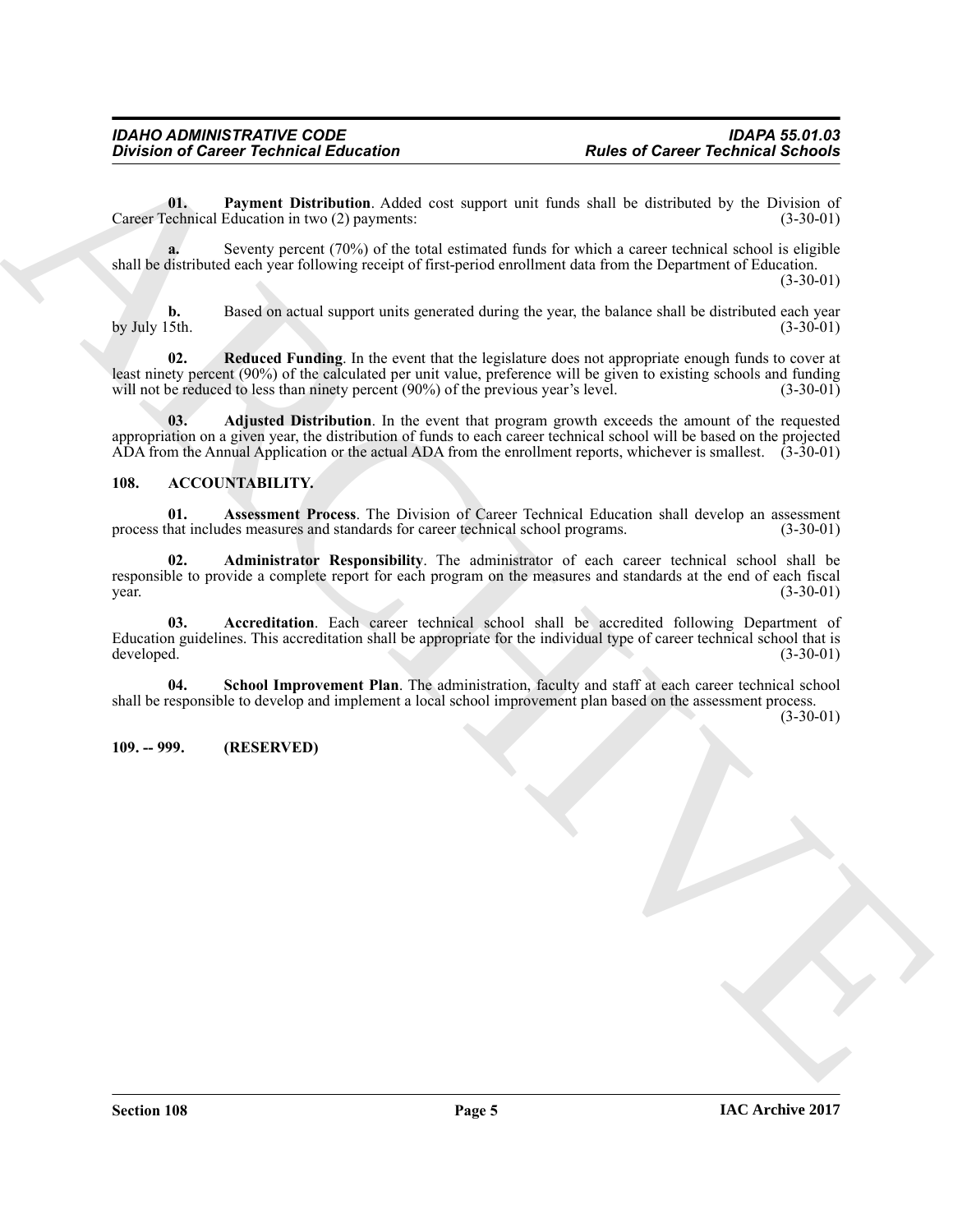**01. Payment Distribution**. Added cost support unit funds shall be distributed by the Division of Career Technical Education in two (2) payments: (3-30-01)

**a.** Seventy percent (70%) of the total estimated funds for which a career technical school is eligible shall be distributed each year following receipt of first-period enrollment data from the Department of Education. (3-30-01)

**b.** Based on actual support units generated during the year, the balance shall be distributed each year by July 15th. (3-30-01)

**02. Reduced Funding**. In the event that the legislature does not appropriate enough funds to cover at least ninety percent (90%) of the calculated per unit value, preference will be given to existing schools and funding will not be reduced to less than ninety percent (90%) of the previous year's level. (3-30-01)

**03. Adjusted Distribution**. In the event that program growth exceeds the amount of the requested appropriation on a given year, the distribution of funds to each career technical school will be based on the projected ADA from the Annual Application or the actual ADA from the enrollment reports, whichever is smallest. (3-30-01)

## 108. ACCOUNTABILITY.

**01. Assessment Process**. The Division of Career Technical Education shall develop an assessment process that includes measures and standards for career technical school programs. (3-30-01)

**02. Administrator Responsibility**. The administrator of each career technical school shall be responsible to provide a complete report for each program on the measures and standards at the end of each fiscal year. (3-30-01)

**03. Accreditation**. Each career technical school shall be accredited following Department of Education guidelines. This accreditation shall be appropriate for the individual type of career technical school that is developed. (3-30-01)

**04. School Improvement Plan**. The administration, faculty and staff at each career technical school shall be responsible to develop and implement a local school improvement plan based on the assessment process. (3-30-01)

## 109. -- 999. (RESERVED)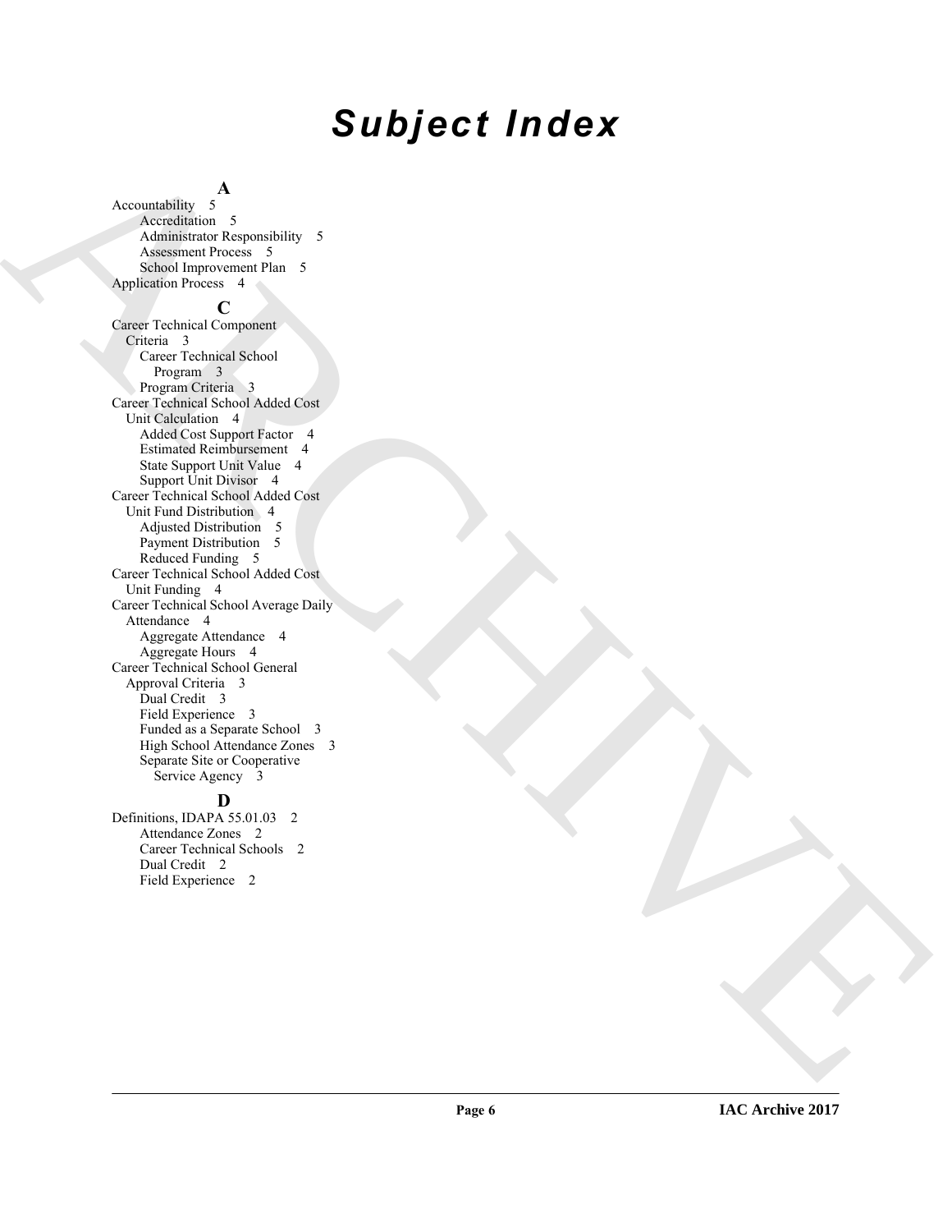# Subject Index

**A**

Accountability 5
- Accreditation 5
- Administrator Responsibility 5
- Assessment Process 5
- School Improvement Plan 5

Application Process 4

**C**

Career Technical Component Criteria 3
- Career Technical School Program 3
- Program Criteria 3

Career Technical School Added Cost Unit Calculation 4
- Added Cost Support Factor 4
- Estimated Reimbursement 4
- State Support Unit Value 4
- Support Unit Divisor 4

Career Technical School Added Cost Unit Fund Distribution 4
- Adjusted Distribution 5
- Payment Distribution 5
- Reduced Funding 5

Career Technical School Added Cost Unit Funding 4

Career Technical School Average Daily Attendance 4
- Aggregate Attendance 4
- Aggregate Hours 4

Career Technical School General Approval Criteria 3
- Dual Credit 3
- Field Experience 3
- Funded as a Separate School 3
- High School Attendance Zones 3
- Separate Site or Cooperative Service Agency 3

**D**

Definitions, IDAPA 55.01.03 2
- Attendance Zones 2
- Career Technical Schools 2
- Dual Credit 2
- Field Experience 2